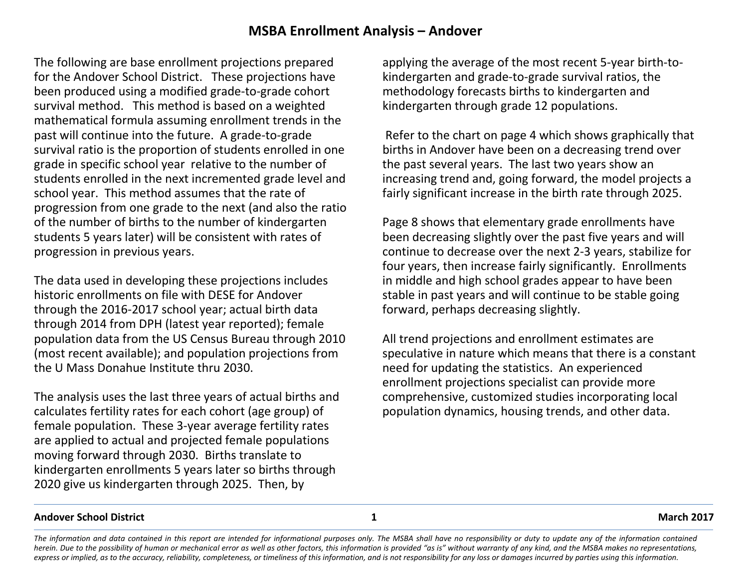# MSBA Enrollment Analysis – Andover

The following are base enrollment projections prepared for the Andover School District. These projections have been produced using a modified grade-to-grade cohort survival method. This method is based on a weighted mathematical formula assuming enrollment trends in the past will continue into the future. A grade-to-grade survival ratio is the proportion of students enrolled in one grade in specific school year relative to the number of students enrolled in the next incremented grade level and school year. This method assumes that the rate of progression from one grade to the next (and also the ratio of the number of births to the number of kindergarten students 5 years later) will be consistent with rates of progression in previous years.

The data used in developing these projections includes historic enrollments on file with DESE for Andover through the 2016-2017 school year; actual birth data through 2014 from DPH (latest year reported); female population data from the US Census Bureau through 2010 (most recent available); and population projections from the U Mass Donahue Institute thru 2030.

The analysis uses the last three years of actual births and calculates fertility rates for each cohort (age group) of female population. These 3-year average fertility rates are applied to actual and projected female populations moving forward through 2030. Births translate to kindergarten enrollments 5 years later so births through 2020 give us kindergarten through 2025. Then, by applying the average of the most recent 5-year birth-to-kindergarten and grade-to-grade survival ratios, the methodology forecasts births to kindergarten and kindergarten through grade 12 populations.

Refer to the chart on page 4 which shows graphically that births in Andover have been on a decreasing trend over the past several years. The last two years show an increasing trend and, going forward, the model projects a fairly significant increase in the birth rate through 2025.

Page 8 shows that elementary grade enrollments have been decreasing slightly over the past five years and will continue to decrease over the next 2-3 years, stabilize for four years, then increase fairly significantly. Enrollments in middle and high school grades appear to have been stable in past years and will continue to be stable going forward, perhaps decreasing slightly.

All trend projections and enrollment estimates are speculative in nature which means that there is a constant need for updating the statistics. An experienced enrollment projections specialist can provide more comprehensive, customized studies incorporating local population dynamics, housing trends, and other data.

*The information and data contained in this report are intended for informational purposes only. The MSBA shall have no responsibility or duty to update any of the information contained herein. Due to the possibility of human or mechanical error as well as other factors, this information is provided "as is" without warranty of any kind, and the MSBA makes no representations, express or implied, as to the accuracy, reliability, completeness, or timeliness of this information, and is not responsible for any loss or damages incurred by parties using this information.*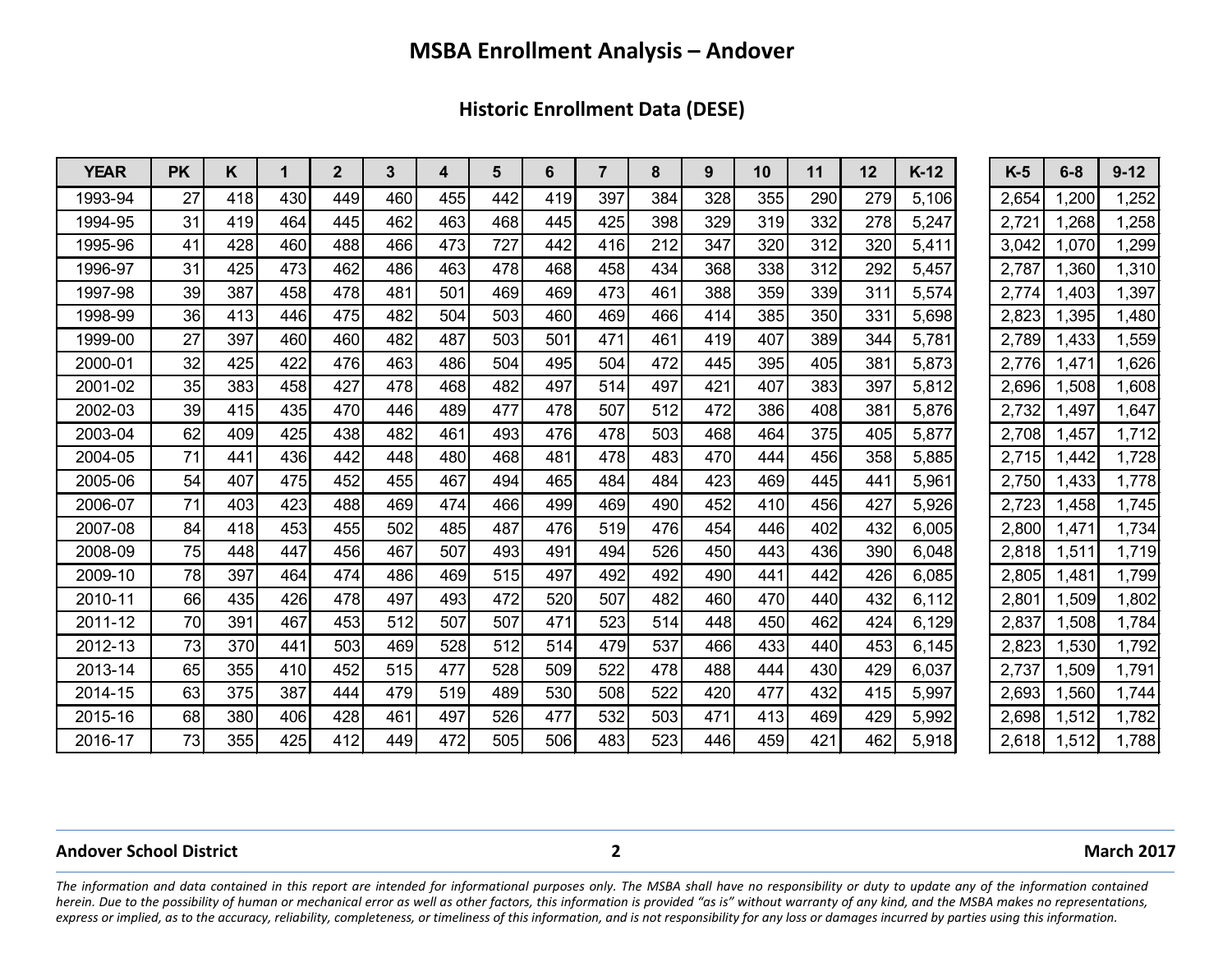# MSBA Enrollment Analysis – Andover

## Historic Enrollment Data (DESE)

| YEAR | PK | K | 1 | 2 | 3 | 4 | 5 | 6 | 7 | 8 | 9 | 10 | 11 | 12 | K-12 | K-5 | 6-8 | 9-12 |
|---|---|---|---|---|---|---|---|---|---|---|---|---|---|---|---|---|---|---|
| 1993-94 | 27 | 418 | 430 | 449 | 460 | 455 | 442 | 419 | 397 | 384 | 328 | 355 | 290 | 279 | 5,106 | 2,654 | 1,200 | 1,252 |
| 1994-95 | 31 | 419 | 464 | 445 | 462 | 463 | 468 | 445 | 425 | 398 | 329 | 319 | 332 | 278 | 5,247 | 2,721 | 1,268 | 1,258 |
| 1995-96 | 41 | 428 | 460 | 488 | 466 | 473 | 727 | 442 | 416 | 212 | 347 | 320 | 312 | 320 | 5,411 | 3,042 | 1,070 | 1,299 |
| 1996-97 | 31 | 425 | 473 | 462 | 486 | 463 | 478 | 468 | 458 | 434 | 368 | 338 | 312 | 292 | 5,457 | 2,787 | 1,360 | 1,310 |
| 1997-98 | 39 | 387 | 458 | 478 | 481 | 501 | 469 | 469 | 473 | 461 | 388 | 359 | 339 | 311 | 5,574 | 2,774 | 1,403 | 1,397 |
| 1998-99 | 36 | 413 | 446 | 475 | 482 | 504 | 503 | 460 | 469 | 466 | 414 | 385 | 350 | 331 | 5,698 | 2,823 | 1,395 | 1,480 |
| 1999-00 | 27 | 397 | 460 | 460 | 482 | 487 | 503 | 501 | 471 | 461 | 419 | 407 | 389 | 344 | 5,781 | 2,789 | 1,433 | 1,559 |
| 2000-01 | 32 | 425 | 422 | 476 | 463 | 486 | 504 | 495 | 504 | 472 | 445 | 395 | 405 | 381 | 5,873 | 2,776 | 1,471 | 1,626 |
| 2001-02 | 35 | 383 | 458 | 427 | 478 | 468 | 482 | 497 | 514 | 497 | 421 | 407 | 383 | 397 | 5,812 | 2,696 | 1,508 | 1,608 |
| 2002-03 | 39 | 415 | 435 | 470 | 446 | 489 | 477 | 478 | 507 | 512 | 472 | 386 | 408 | 381 | 5,876 | 2,732 | 1,497 | 1,647 |
| 2003-04 | 62 | 409 | 425 | 438 | 482 | 461 | 493 | 476 | 478 | 503 | 468 | 464 | 375 | 405 | 5,877 | 2,708 | 1,457 | 1,712 |
| 2004-05 | 71 | 441 | 436 | 442 | 448 | 480 | 468 | 481 | 478 | 483 | 470 | 444 | 456 | 358 | 5,885 | 2,715 | 1,442 | 1,728 |
| 2005-06 | 54 | 407 | 475 | 452 | 455 | 467 | 494 | 465 | 484 | 484 | 423 | 469 | 445 | 441 | 5,961 | 2,750 | 1,433 | 1,778 |
| 2006-07 | 71 | 403 | 423 | 488 | 469 | 474 | 466 | 499 | 469 | 490 | 452 | 410 | 456 | 427 | 5,926 | 2,723 | 1,458 | 1,745 |
| 2007-08 | 84 | 418 | 453 | 455 | 502 | 485 | 487 | 476 | 519 | 476 | 454 | 446 | 402 | 432 | 6,005 | 2,800 | 1,471 | 1,734 |
| 2008-09 | 75 | 448 | 447 | 456 | 467 | 507 | 493 | 491 | 494 | 526 | 450 | 443 | 436 | 390 | 6,048 | 2,818 | 1,511 | 1,719 |
| 2009-10 | 78 | 397 | 464 | 474 | 486 | 469 | 515 | 497 | 492 | 492 | 490 | 441 | 442 | 426 | 6,085 | 2,805 | 1,481 | 1,799 |
| 2010-11 | 66 | 435 | 426 | 478 | 497 | 493 | 472 | 520 | 507 | 482 | 460 | 470 | 440 | 432 | 6,112 | 2,801 | 1,509 | 1,802 |
| 2011-12 | 70 | 391 | 467 | 453 | 512 | 507 | 507 | 471 | 523 | 514 | 448 | 450 | 462 | 424 | 6,129 | 2,837 | 1,508 | 1,784 |
| 2012-13 | 73 | 370 | 441 | 503 | 469 | 528 | 512 | 514 | 479 | 537 | 466 | 433 | 440 | 453 | 6,145 | 2,823 | 1,530 | 1,792 |
| 2013-14 | 65 | 355 | 410 | 452 | 515 | 477 | 528 | 509 | 522 | 478 | 488 | 444 | 430 | 429 | 6,037 | 2,737 | 1,509 | 1,791 |
| 2014-15 | 63 | 375 | 387 | 444 | 479 | 519 | 489 | 530 | 508 | 522 | 420 | 477 | 432 | 415 | 5,997 | 2,693 | 1,560 | 1,744 |
| 2015-16 | 68 | 380 | 406 | 428 | 461 | 497 | 526 | 477 | 532 | 503 | 471 | 413 | 469 | 429 | 5,992 | 2,698 | 1,512 | 1,782 |
| 2016-17 | 73 | 355 | 425 | 412 | 449 | 472 | 505 | 506 | 483 | 523 | 446 | 459 | 421 | 462 | 5,918 | 2,618 | 1,512 | 1,788 |

**Andover School District** **March 2017**

*The information and data contained in this report are intended for informational purposes only. The MSBA shall have no responsibility or duty to update any of the information contained herein. Due to the possibility of human or mechanical error as well as other factors, this information is provided "as is" without warranty of any kind, and the MSBA makes no representations, express or implied, as to the accuracy, reliability, completeness, or timeliness of this information, and is not responsibility for any loss or damages incurred by parties using this information.*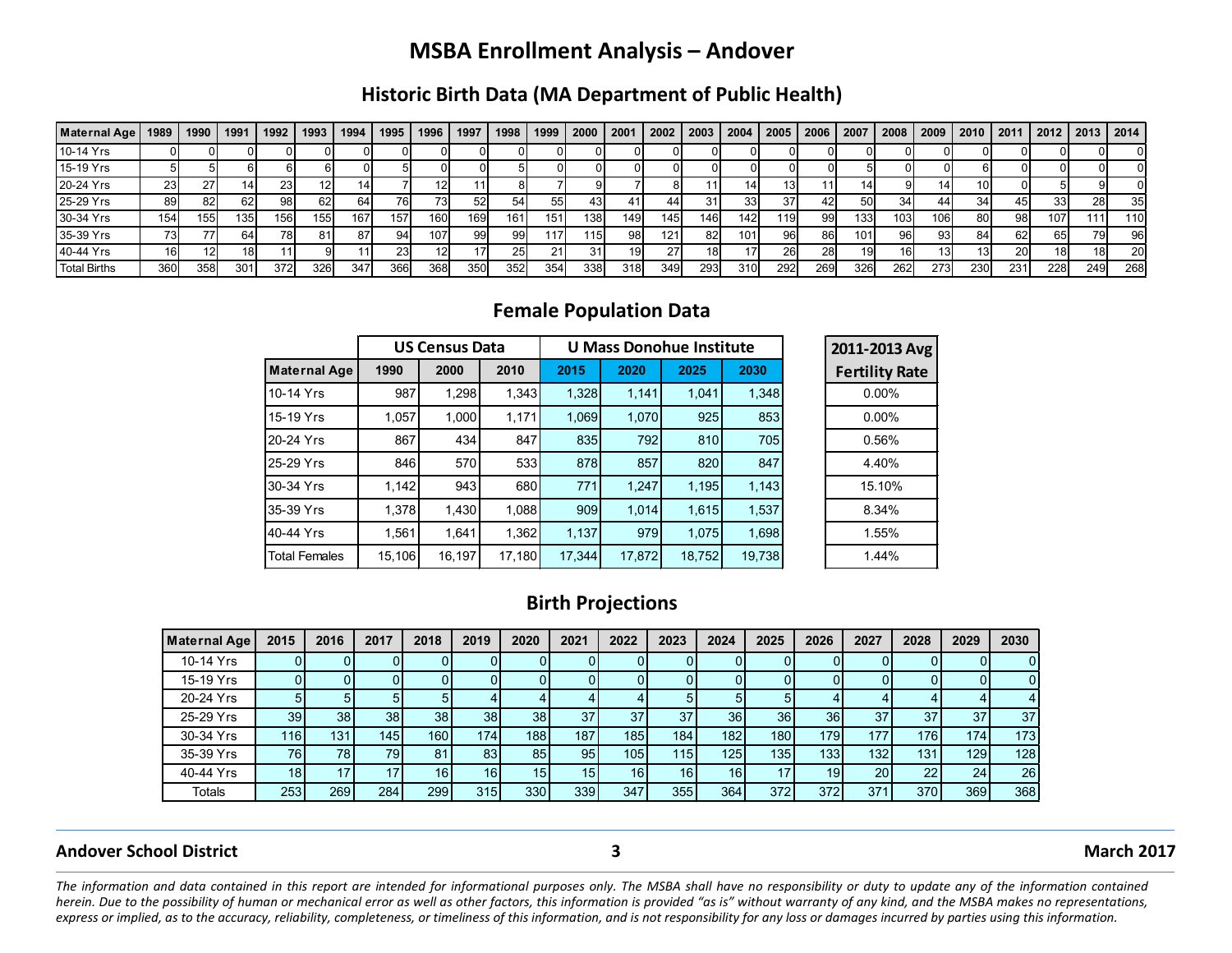# MSBA Enrollment Analysis – Andover

## Historic Birth Data (MA Department of Public Health)

| Maternal Age | 1989 | 1990 | 1991 | 1992 | 1993 | 1994 | 1995 | 1996 | 1997 | 1998 | 1999 | 2000 | 2001 | 2002 | 2003 | 2004 | 2005 | 2006 | 2007 | 2008 | 2009 | 2010 | 2011 | 2012 | 2013 | 2014 |
|---|---|---|---|---|---|---|---|---|---|---|---|---|---|---|---|---|---|---|---|---|---|---|---|---|---|---|
| 10-14 Yrs | 0 | 0 | 0 | 0 | 0 | 0 | 0 | 0 | 0 | 0 | 0 | 0 | 0 | 0 | 0 | 0 | 0 | 0 | 0 | 0 | 0 | 0 | 0 | 0 | 0 | 0 |
| 15-19 Yrs | 5 | 5 | 6 | 6 | 6 | 0 | 5 | 0 | 0 | 5 | 0 | 0 | 0 | 0 | 0 | 0 | 0 | 0 | 5 | 0 | 0 | 6 | 0 | 0 | 0 | 0 |
| 20-24 Yrs | 23 | 27 | 14 | 23 | 12 | 14 | 7 | 12 | 11 | 8 | 7 | 9 | 7 | 8 | 11 | 14 | 13 | 11 | 14 | 9 | 14 | 10 | 0 | 5 | 9 | 0 |
| 25-29 Yrs | 89 | 82 | 62 | 98 | 62 | 64 | 76 | 73 | 52 | 54 | 55 | 43 | 41 | 44 | 31 | 33 | 37 | 42 | 50 | 34 | 44 | 34 | 45 | 33 | 28 | 35 |
| 30-34 Yrs | 154 | 155 | 135 | 156 | 155 | 167 | 157 | 160 | 169 | 161 | 151 | 138 | 149 | 145 | 146 | 142 | 119 | 99 | 133 | 103 | 106 | 80 | 98 | 107 | 111 | 110 |
| 35-39 Yrs | 73 | 77 | 64 | 78 | 81 | 87 | 94 | 107 | 99 | 99 | 117 | 115 | 98 | 121 | 82 | 101 | 96 | 86 | 101 | 96 | 93 | 84 | 62 | 65 | 79 | 96 |
| 40-44 Yrs | 16 | 12 | 18 | 11 | 9 | 11 | 23 | 12 | 17 | 25 | 21 | 31 | 19 | 27 | 18 | 17 | 26 | 28 | 19 | 16 | 13 | 13 | 20 | 18 | 18 | 20 |
| Total Births | 360 | 358 | 301 | 372 | 326 | 347 | 366 | 368 | 350 | 352 | 354 | 338 | 318 | 349 | 293 | 310 | 292 | 269 | 326 | 262 | 273 | 230 | 231 | 228 | 249 | 268 |

## Female Population Data

| | US Census Data | | | U Mass Donohue Institute | | | | 2011-2013 Avg |
|---|---|---|---|---|---|---|---|---|
| Maternal Age | 1990 | 2000 | 2010 | 2015 | 2020 | 2025 | 2030 | Fertility Rate |
| 10-14 Yrs | 987 | 1,298 | 1,343 | 1,328 | 1,141 | 1,041 | 1,348 | 0.00% |
| 15-19 Yrs | 1,057 | 1,000 | 1,171 | 1,069 | 1,070 | 925 | 853 | 0.00% |
| 20-24 Yrs | 867 | 434 | 847 | 835 | 792 | 810 | 705 | 0.56% |
| 25-29 Yrs | 846 | 570 | 533 | 878 | 857 | 820 | 847 | 4.40% |
| 30-34 Yrs | 1,142 | 943 | 680 | 771 | 1,247 | 1,195 | 1,143 | 15.10% |
| 35-39 Yrs | 1,378 | 1,430 | 1,088 | 909 | 1,014 | 1,615 | 1,537 | 8.34% |
| 40-44 Yrs | 1,561 | 1,641 | 1,362 | 1,137 | 979 | 1,075 | 1,698 | 1.55% |
| Total Females | 15,106 | 16,197 | 17,180 | 17,344 | 17,872 | 18,752 | 19,738 | 1.44% |

## Birth Projections

| Maternal Age | 2015 | 2016 | 2017 | 2018 | 2019 | 2020 | 2021 | 2022 | 2023 | 2024 | 2025 | 2026 | 2027 | 2028 | 2029 | 2030 |
|---|---|---|---|---|---|---|---|---|---|---|---|---|---|---|---|---|
| 10-14 Yrs | 0 | 0 | 0 | 0 | 0 | 0 | 0 | 0 | 0 | 0 | 0 | 0 | 0 | 0 | 0 | 0 |
| 15-19 Yrs | 0 | 0 | 0 | 0 | 0 | 0 | 0 | 0 | 0 | 0 | 0 | 0 | 0 | 0 | 0 | 0 |
| 20-24 Yrs | 5 | 5 | 5 | 5 | 4 | 4 | 4 | 4 | 5 | 5 | 5 | 4 | 4 | 4 | 4 | 4 |
| 25-29 Yrs | 39 | 38 | 38 | 38 | 38 | 38 | 37 | 37 | 37 | 36 | 36 | 36 | 37 | 37 | 37 | 37 |
| 30-34 Yrs | 116 | 131 | 145 | 160 | 174 | 188 | 187 | 185 | 184 | 182 | 180 | 179 | 177 | 176 | 174 | 173 |
| 35-39 Yrs | 76 | 78 | 79 | 81 | 83 | 85 | 95 | 105 | 115 | 125 | 135 | 133 | 132 | 131 | 129 | 128 |
| 40-44 Yrs | 18 | 17 | 17 | 16 | 16 | 15 | 15 | 16 | 16 | 16 | 17 | 19 | 20 | 22 | 24 | 26 |
| Totals | 253 | 269 | 284 | 299 | 315 | 330 | 339 | 347 | 355 | 364 | 372 | 372 | 371 | 370 | 369 | 368 |

**Andover School District** **March 2017**

*The information and data contained in this report are intended for informational purposes only. The MSBA shall have no responsibility or duty to update any of the information contained herein. Due to the possibility of human or mechanical error as well as other factors, this information is provided "as is" without warranty of any kind, and the MSBA makes no representations, express or implied, as to the accuracy, reliability, completeness, or timeliness of this information, and is not responsible for any loss or damages incurred by parties using this information.*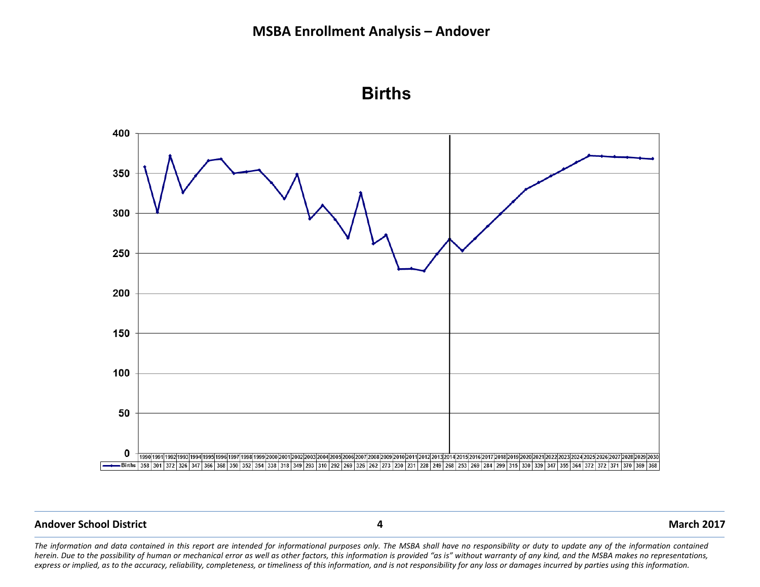# MSBA Enrollment Analysis – Andover

## Births

| | 1990 | 1991 | 1992 | 1993 | 1994 | 1995 | 1996 | 1997 | 1998 | 1999 | 2000 | 2001 | 2002 | 2003 | 2004 | 2005 | 2006 | 2007 | 2008 | 2009 | 2010 | 2011 | 2012 | 2013 | 2014 | 2015 | 2016 | 2017 | 2018 | 2019 | 2020 | 2021 | 2022 | 2023 | 2024 | 2025 | 2026 | 2027 | 2028 | 2029 | 2030 |
|---|---|---|---|---|---|---|---|---|---|---|---|---|---|---|---|---|---|---|---|---|---|---|---|---|---|---|---|---|---|---|---|---|---|---|---|---|---|---|---|---|---|
| Births | 358 | 301 | 372 | 326 | 347 | 366 | 368 | 350 | 352 | 354 | 338 | 318 | 349 | 293 | 310 | 292 | 269 | 326 | 262 | 273 | 230 | 231 | 228 | 249 | 268 | 253 | 269 | 284 | 299 | 315 | 330 | 339 | 347 | 355 | 364 | 372 | 372 | 371 | 370 | 369 | 368 |

*The information and data contained in this report are intended for informational purposes only. The MSBA shall have no responsibility or duty to update any of the information contained herein. Due to the possibility of human or mechanical error as well as other factors, this information is provided "as is" without warranty of any kind, and the MSBA makes no representations, express or implied, as to the accuracy, reliability, completeness, or timeliness of this information, and is not responsibility for any loss or damages incurred by parties using this information.*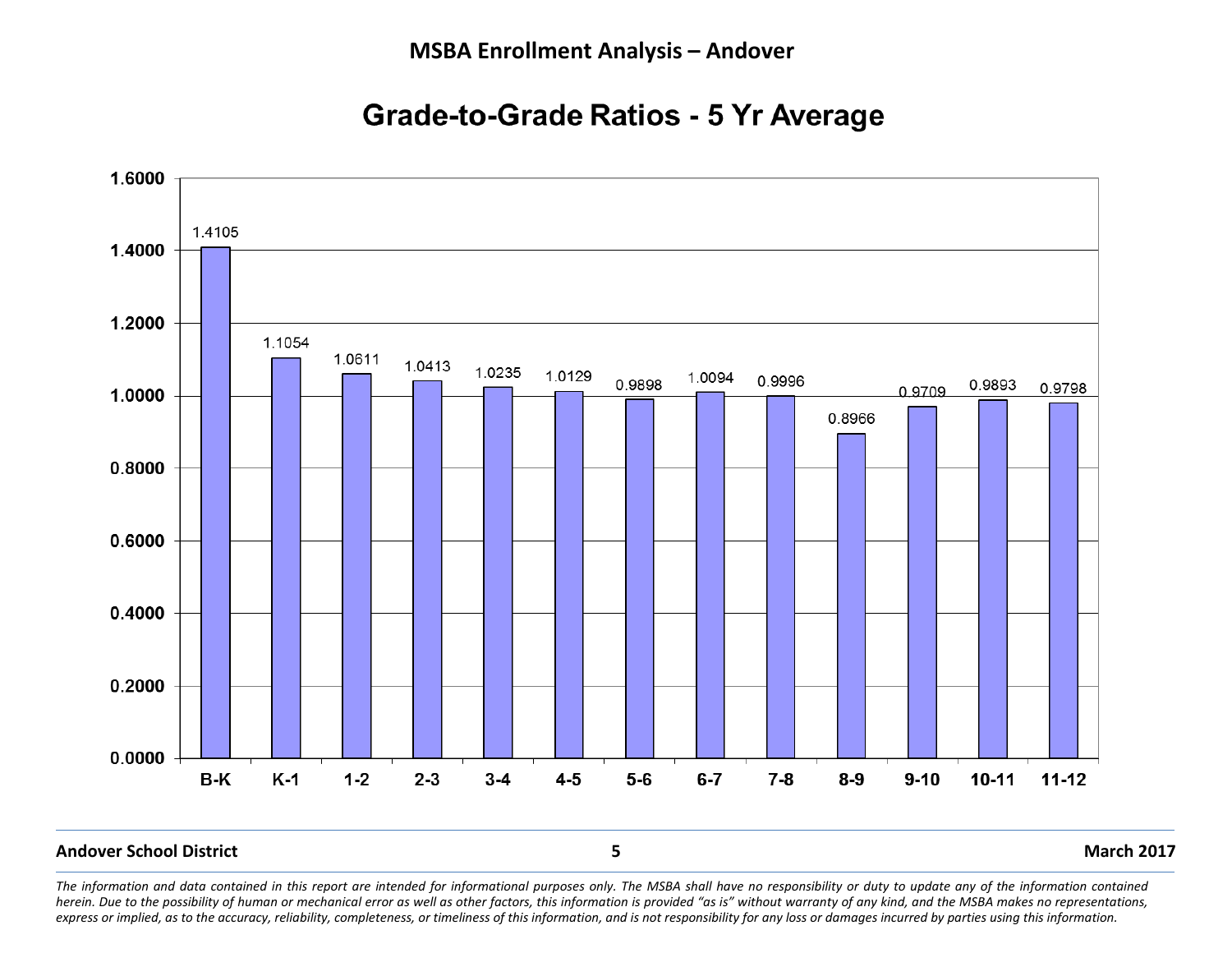# MSBA Enrollment Analysis – Andover

## Grade-to-Grade Ratios - 5 Yr Average

| Grade | Ratio |
|---|---|
| B-K | 1.4105 |
| K-1 | 1.1054 |
| 1-2 | 1.0611 |
| 2-3 | 1.0413 |
| 3-4 | 1.0235 |
| 4-5 | 1.0129 |
| 5-6 | 0.9898 |
| 6-7 | 1.0094 |
| 7-8 | 0.9996 |
| 8-9 | 0.8966 |
| 9-10 | 0.9709 |
| 10-11 | 0.9893 |
| 11-12 | 0.9798 |

*The information and data contained in this report are intended for informational purposes only. The MSBA shall have no responsibility or duty to update any of the information contained herein. Due to the possibility of human or mechanical error as well as other factors, this information is provided "as is" without warranty of any kind, and the MSBA makes no representations, express or implied, as to the accuracy, reliability, completeness, or timeliness of this information, and is not responsibility for any loss or damages incurred by parties using this information.*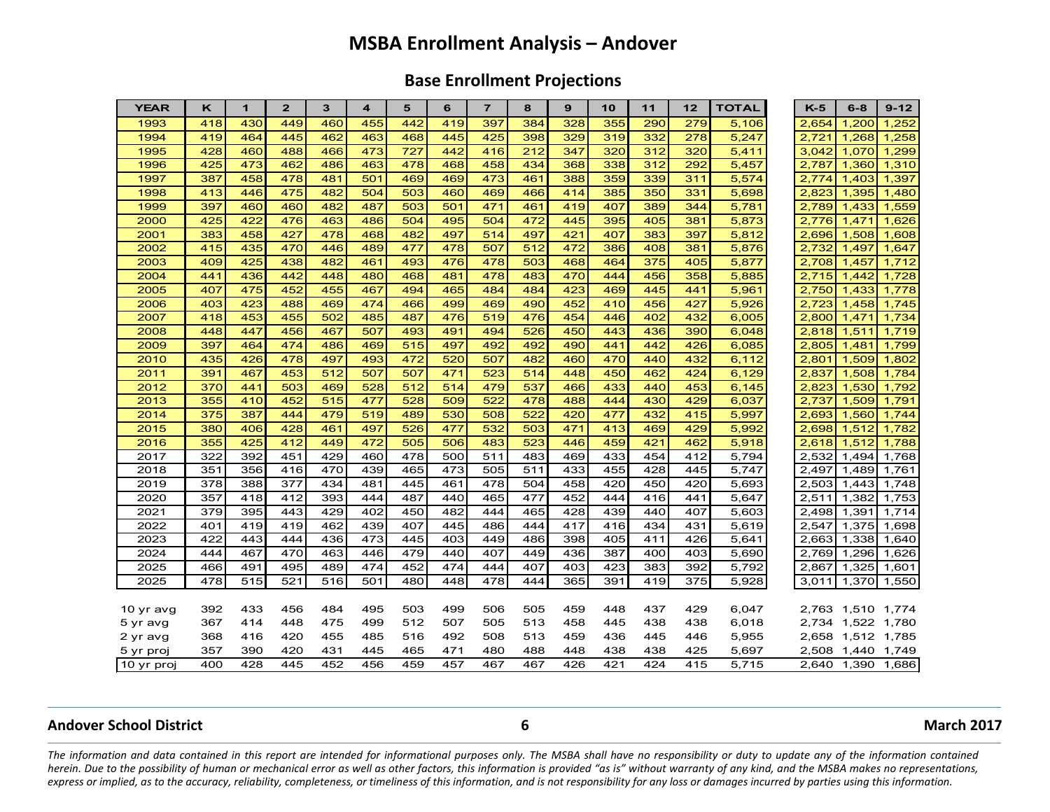# MSBA Enrollment Analysis – Andover

## Base Enrollment Projections

| YEAR | K | 1 | 2 | 3 | 4 | 5 | 6 | 7 | 8 | 9 | 10 | 11 | 12 | TOTAL | | K-5 | 6-8 | 9-12 |
|---|---|---|---|---|---|---|---|---|---|---|---|---|---|---|---|---|---|---|
| 1993 | 418 | 430 | 449 | 460 | 455 | 442 | 419 | 397 | 384 | 328 | 355 | 290 | 279 | 5,106 | | 2,654 | 1,200 | 1,252 |
| 1994 | 419 | 464 | 445 | 462 | 463 | 468 | 445 | 425 | 398 | 329 | 319 | 332 | 278 | 5,247 | | 2,721 | 1,268 | 1,258 |
| 1995 | 428 | 460 | 488 | 466 | 473 | 727 | 442 | 416 | 212 | 347 | 320 | 312 | 320 | 5,411 | | 3,042 | 1,070 | 1,299 |
| 1996 | 425 | 473 | 462 | 486 | 463 | 478 | 468 | 458 | 434 | 368 | 338 | 312 | 292 | 5,457 | | 2,787 | 1,360 | 1,310 |
| 1997 | 387 | 458 | 478 | 481 | 501 | 469 | 469 | 473 | 461 | 388 | 359 | 339 | 311 | 5,574 | | 2,774 | 1,403 | 1,397 |
| 1998 | 413 | 446 | 475 | 482 | 504 | 503 | 460 | 469 | 466 | 414 | 385 | 350 | 331 | 5,698 | | 2,823 | 1,395 | 1,480 |
| 1999 | 397 | 460 | 460 | 482 | 487 | 503 | 501 | 471 | 461 | 419 | 407 | 389 | 344 | 5,781 | | 2,789 | 1,433 | 1,559 |
| 2000 | 425 | 422 | 476 | 463 | 486 | 504 | 495 | 504 | 472 | 445 | 395 | 405 | 381 | 5,873 | | 2,776 | 1,471 | 1,626 |
| 2001 | 383 | 458 | 427 | 478 | 468 | 482 | 497 | 514 | 497 | 421 | 407 | 383 | 397 | 5,812 | | 2,696 | 1,508 | 1,608 |
| 2002 | 415 | 435 | 470 | 446 | 489 | 477 | 478 | 507 | 512 | 472 | 386 | 408 | 381 | 5,876 | | 2,732 | 1,497 | 1,647 |
| 2003 | 409 | 425 | 438 | 482 | 461 | 493 | 476 | 478 | 503 | 468 | 464 | 375 | 405 | 5,877 | | 2,708 | 1,457 | 1,712 |
| 2004 | 441 | 436 | 442 | 448 | 480 | 468 | 481 | 478 | 483 | 470 | 444 | 456 | 358 | 5,885 | | 2,715 | 1,442 | 1,728 |
| 2005 | 407 | 475 | 452 | 455 | 467 | 494 | 465 | 484 | 484 | 423 | 469 | 445 | 441 | 5,961 | | 2,750 | 1,433 | 1,778 |
| 2006 | 403 | 423 | 488 | 469 | 474 | 466 | 499 | 469 | 490 | 452 | 410 | 456 | 427 | 5,926 | | 2,723 | 1,458 | 1,745 |
| 2007 | 418 | 453 | 455 | 502 | 485 | 487 | 476 | 519 | 476 | 454 | 446 | 402 | 432 | 6,005 | | 2,800 | 1,471 | 1,734 |
| 2008 | 448 | 447 | 456 | 467 | 507 | 493 | 491 | 494 | 526 | 450 | 443 | 436 | 390 | 6,048 | | 2,818 | 1,511 | 1,719 |
| 2009 | 397 | 464 | 474 | 486 | 469 | 515 | 497 | 492 | 492 | 490 | 441 | 442 | 426 | 6,085 | | 2,805 | 1,481 | 1,799 |
| 2010 | 435 | 426 | 478 | 497 | 493 | 472 | 520 | 507 | 482 | 460 | 470 | 440 | 432 | 6,112 | | 2,801 | 1,509 | 1,802 |
| 2011 | 391 | 467 | 453 | 512 | 507 | 507 | 471 | 523 | 514 | 448 | 450 | 462 | 424 | 6,129 | | 2,837 | 1,508 | 1,784 |
| 2012 | 370 | 441 | 503 | 469 | 528 | 512 | 514 | 479 | 537 | 466 | 433 | 440 | 453 | 6,145 | | 2,823 | 1,530 | 1,792 |
| 2013 | 355 | 410 | 452 | 515 | 477 | 528 | 509 | 522 | 478 | 488 | 444 | 430 | 429 | 6,037 | | 2,737 | 1,509 | 1,791 |
| 2014 | 375 | 387 | 444 | 479 | 519 | 489 | 530 | 508 | 522 | 420 | 477 | 432 | 415 | 5,997 | | 2,693 | 1,560 | 1,744 |
| 2015 | 380 | 406 | 428 | 461 | 497 | 526 | 477 | 532 | 503 | 471 | 413 | 469 | 429 | 5,992 | | 2,698 | 1,512 | 1,782 |
| 2016 | 355 | 425 | 412 | 449 | 472 | 505 | 506 | 483 | 523 | 446 | 459 | 421 | 462 | 5,918 | | 2,618 | 1,512 | 1,788 |
| 2017 | 322 | 392 | 451 | 429 | 460 | 478 | 500 | 511 | 483 | 469 | 433 | 454 | 412 | 5,794 | | 2,532 | 1,494 | 1,768 |
| 2018 | 351 | 356 | 416 | 470 | 439 | 465 | 473 | 505 | 511 | 433 | 455 | 428 | 445 | 5,747 | | 2,497 | 1,489 | 1,761 |
| 2019 | 378 | 388 | 377 | 434 | 481 | 445 | 461 | 478 | 504 | 458 | 420 | 450 | 420 | 5,693 | | 2,503 | 1,443 | 1,748 |
| 2020 | 357 | 418 | 412 | 393 | 444 | 487 | 440 | 465 | 477 | 452 | 444 | 416 | 441 | 5,647 | | 2,511 | 1,382 | 1,753 |
| 2021 | 379 | 395 | 443 | 429 | 402 | 450 | 482 | 444 | 465 | 428 | 439 | 440 | 407 | 5,603 | | 2,498 | 1,391 | 1,714 |
| 2022 | 401 | 419 | 419 | 462 | 439 | 407 | 445 | 486 | 444 | 417 | 416 | 434 | 431 | 5,619 | | 2,547 | 1,375 | 1,698 |
| 2023 | 422 | 443 | 444 | 436 | 473 | 445 | 403 | 449 | 486 | 398 | 405 | 411 | 426 | 5,641 | | 2,663 | 1,338 | 1,640 |
| 2024 | 444 | 467 | 470 | 463 | 446 | 479 | 440 | 407 | 449 | 436 | 387 | 400 | 403 | 5,690 | | 2,769 | 1,296 | 1,626 |
| 2025 | 466 | 491 | 495 | 489 | 474 | 452 | 474 | 444 | 407 | 403 | 423 | 383 | 392 | 5,792 | | 2,867 | 1,325 | 1,601 |
| 2025 | 478 | 515 | 521 | 516 | 501 | 480 | 448 | 478 | 444 | 365 | 391 | 419 | 375 | 5,928 | | 3,011 | 1,370 | 1,550 |
| | | | | | | | | | | | | | | | | | | |
| 10 yr avg | 392 | 433 | 456 | 484 | 495 | 503 | 499 | 506 | 505 | 459 | 448 | 437 | 429 | 6,047 | | 2,763 | 1,510 | 1,774 |
| 5 yr avg | 367 | 414 | 448 | 475 | 499 | 512 | 507 | 505 | 513 | 458 | 445 | 438 | 438 | 6,018 | | 2,734 | 1,522 | 1,780 |
| 2 yr avg | 368 | 416 | 420 | 455 | 485 | 516 | 492 | 508 | 513 | 459 | 436 | 445 | 446 | 5,955 | | 2,658 | 1,512 | 1,785 |
| 5 yr proj | 357 | 390 | 420 | 431 | 445 | 465 | 471 | 480 | 488 | 448 | 438 | 438 | 425 | 5,697 | | 2,508 | 1,440 | 1,749 |
| 10 yr proj | 400 | 428 | 445 | 452 | 456 | 459 | 457 | 467 | 467 | 426 | 421 | 424 | 415 | 5,715 | | 2,640 | 1,390 | 1,686 |

*The information and data contained in this report are intended for informational purposes only. The MSBA shall have no responsibility or duty to update any of the information contained herein. Due to the possibility of human or mechanical error as well as other factors, this information is provided "as is" without warranty of any kind, and the MSBA makes no representations, express or implied, as to the accuracy, reliability, completeness, or timeliness of this information, and is not responsibility for any loss or damages incurred by parties using this information.*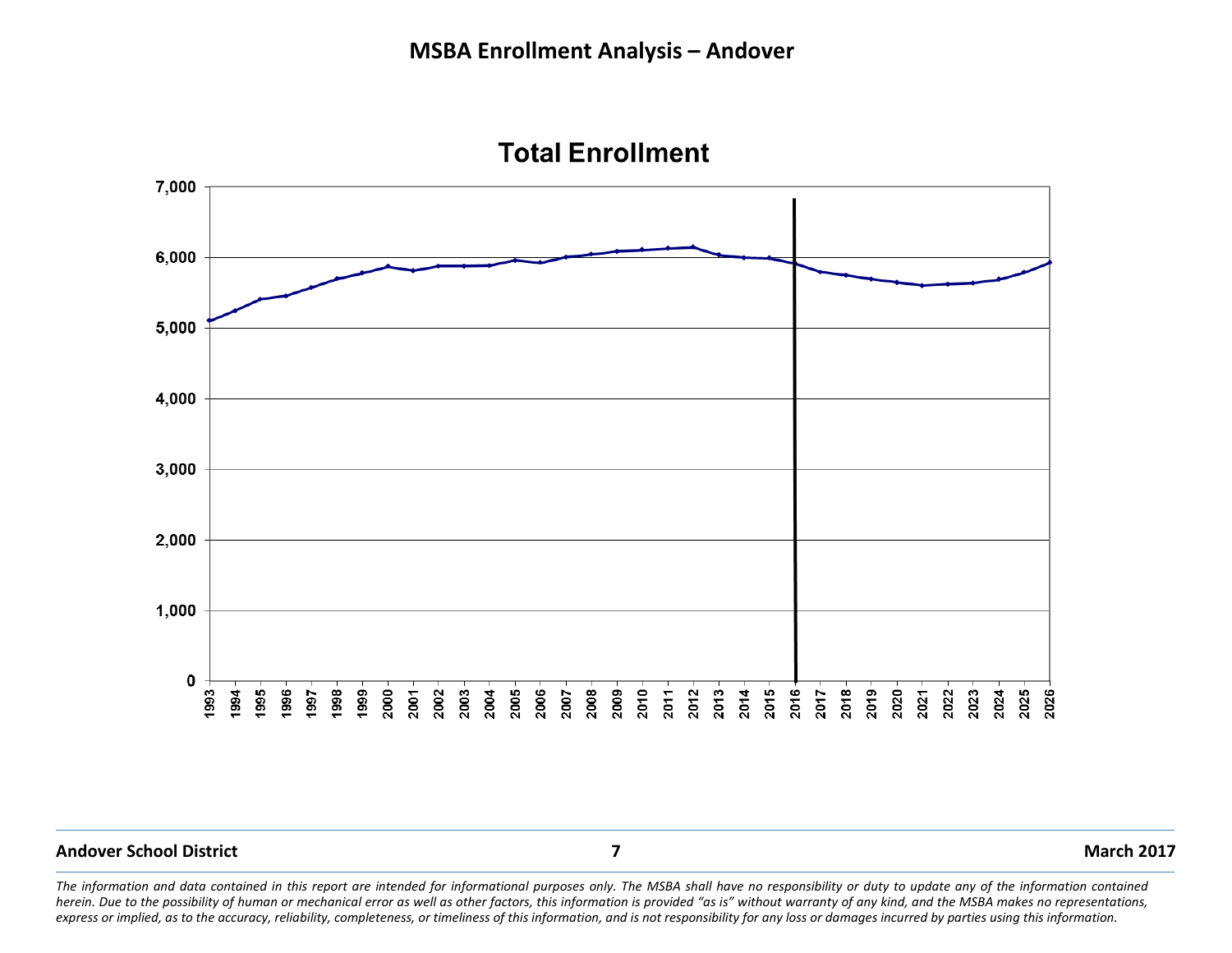# MSBA Enrollment Analysis – Andover

## Total Enrollment

*The information and data contained in this report are intended for informational purposes only. The MSBA shall have no responsibility or duty to update any of the information contained herein. Due to the possibility of human or mechanical error as well as other factors, this information is provided "as is" without warranty of any kind, and the MSBA makes no representations, express or implied, as to the accuracy, reliability, completeness, or timeliness of this information, and is not responsibility for any loss or damages incurred by parties using this information.*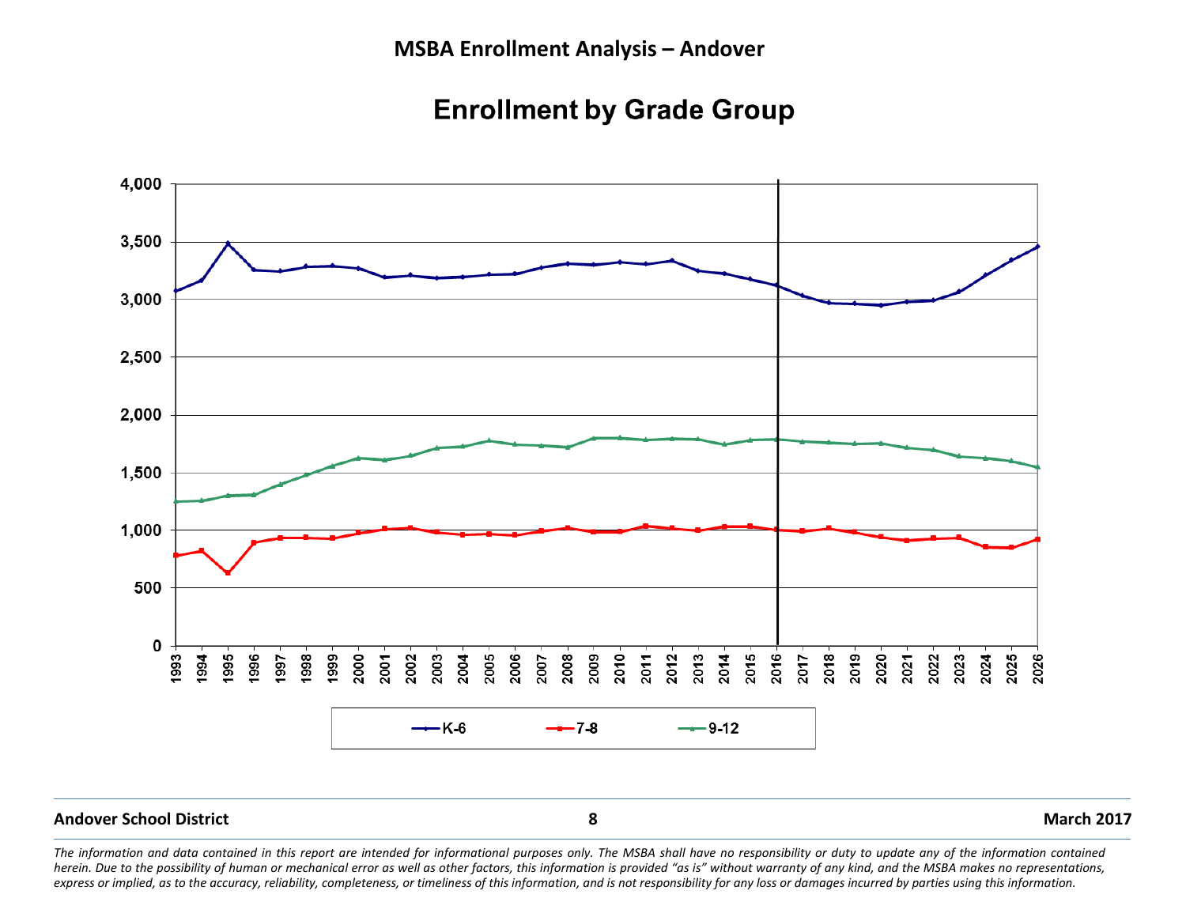# MSBA Enrollment Analysis – Andover

## Enrollment by Grade Group

4,000
3,500
3,000
2,500
2,000
1,500
1,000
500
0

1993 1994 1995 1996 1997 1998 1999 2000 2001 2002 2003 2004 2005 2006 2007 2008 2009 2010 2011 2012 2013 2014 2015 2016 2017 2018 2019 2020 2021 2022 2023 2024 2025 2026

K-6 7-8 9-12

*The information and data contained in this report are intended for informational purposes only. The MSBA shall have no responsibility or duty to update any of the information contained herein. Due to the possibility of human or mechanical error as well as other factors, this information is provided "as is" without warranty of any kind, and the MSBA makes no representations, express or implied, as to the accuracy, reliability, completeness, or timeliness of this information, and is not responsibility for any loss or damages incurred by parties using this information.*